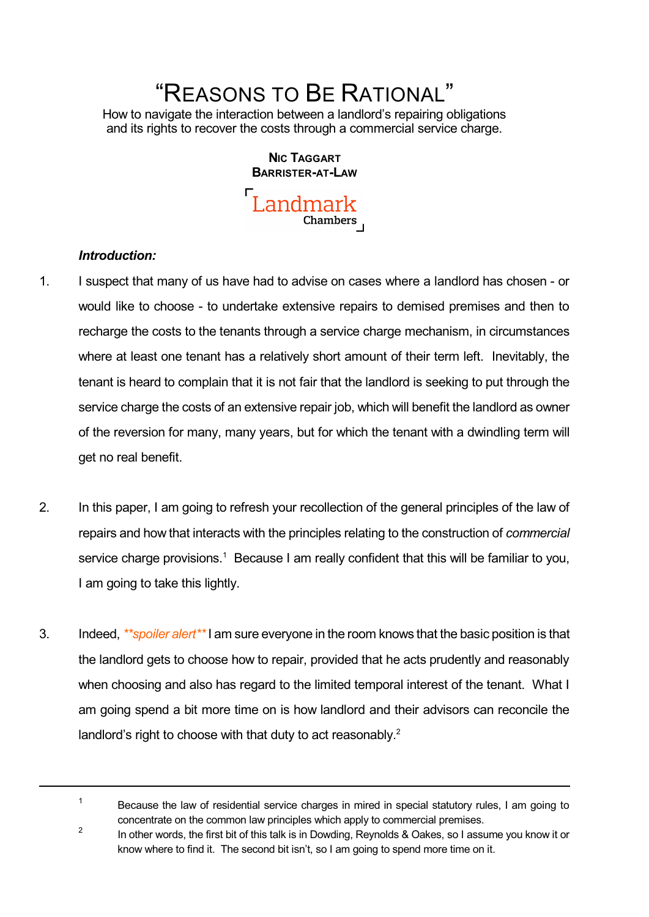# "REASONS TO BE RATIONAL"

How to navigate the interaction between a landlord's repairing obligations and its rights to recover the costs through a commercial service charge.

**NIC TAGGART**
**BARRISTER-AT-LAW**

Landmark Chambers

***Introduction:***

1. I suspect that many of us have had to advise on cases where a landlord has chosen - or would like to choose - to undertake extensive repairs to demised premises and then to recharge the costs to the tenants through a service charge mechanism, in circumstances where at least one tenant has a relatively short amount of their term left. Inevitably, the tenant is heard to complain that it is not fair that the landlord is seeking to put through the service charge the costs of an extensive repair job, which will benefit the landlord as owner of the reversion for many, many years, but for which the tenant with a dwindling term will get no real benefit.

2. In this paper, I am going to refresh your recollection of the general principles of the law of repairs and how that interacts with the principles relating to the construction of *commercial* service charge provisions.[1] Because I am really confident that this will be familiar to you, I am going to take this lightly.

3. Indeed, ***spoiler alert*** I am sure everyone in the room knows that the basic position is that the landlord gets to choose how to repair, provided that he acts prudently and reasonably when choosing and also has regard to the limited temporal interest of the tenant. What I am going spend a bit more time on is how landlord and their advisors can reconcile the landlord's right to choose with that duty to act reasonably.[2]

---

[1] Because the law of residential service charges in mired in special statutory rules, I am going to concentrate on the common law principles which apply to commercial premises.

[2] In other words, the first bit of this talk is in Dowding, Reynolds & Oakes, so I assume you know it or know where to find it. The second bit isn't, so I am going to spend more time on it.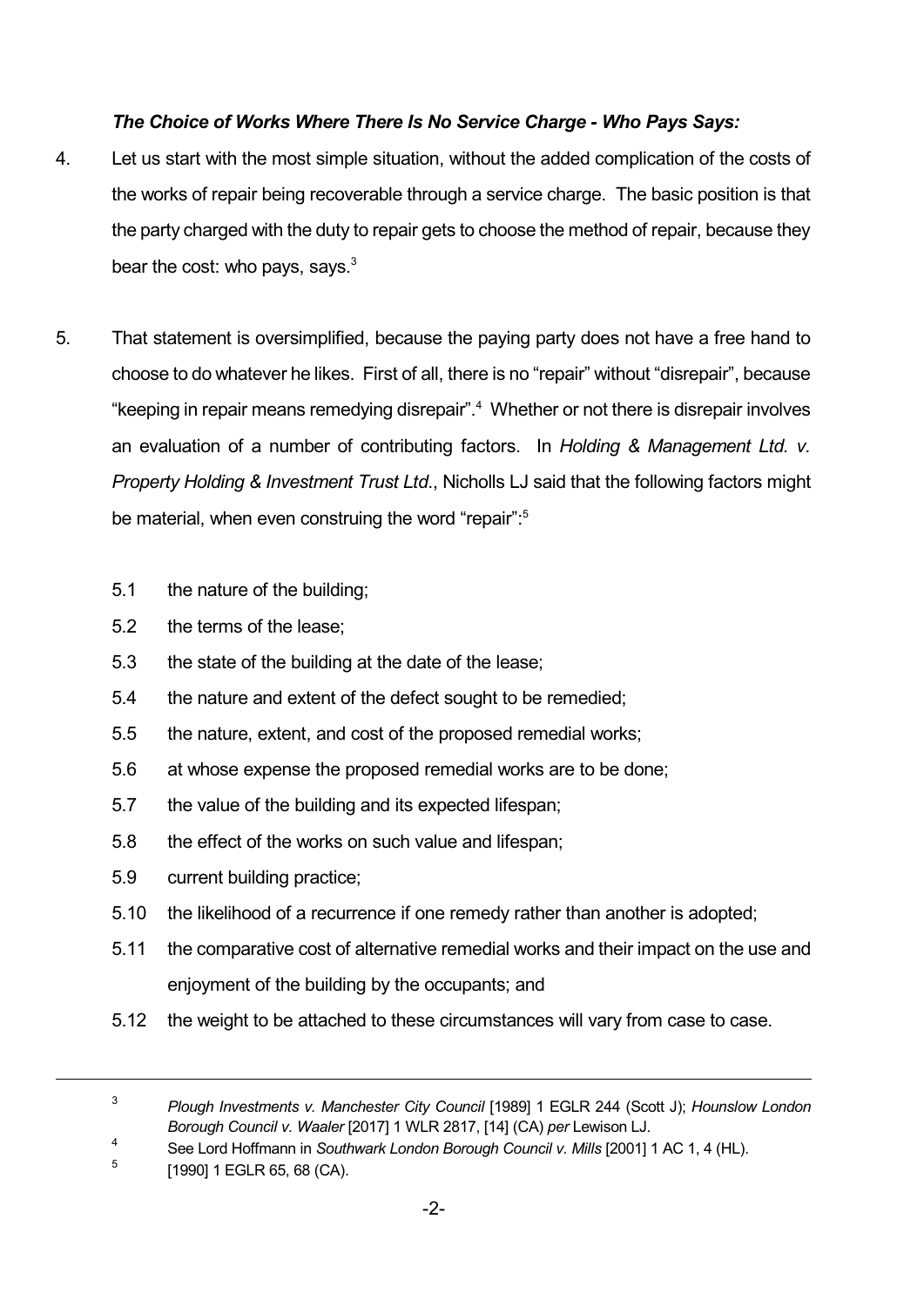### *The Choice of Works Where There Is No Service Charge - Who Pays Says:*

4. Let us start with the most simple situation, without the added complication of the costs of the works of repair being recoverable through a service charge. The basic position is that the party charged with the duty to repair gets to choose the method of repair, because they bear the cost: who pays, says.[3]

5. That statement is oversimplified, because the paying party does not have a free hand to choose to do whatever he likes. First of all, there is no "repair" without "disrepair", because "keeping in repair means remedying disrepair".[4] Whether or not there is disrepair involves an evaluation of a number of contributing factors. In *Holding & Management Ltd. v. Property Holding & Investment Trust Ltd.*, Nicholls LJ said that the following factors might be material, when even construing the word "repair":[5]

   5.1 the nature of the building;

   5.2 the terms of the lease;

   5.3 the state of the building at the date of the lease;

   5.4 the nature and extent of the defect sought to be remedied;

   5.5 the nature, extent, and cost of the proposed remedial works;

   5.6 at whose expense the proposed remedial works are to be done;

   5.7 the value of the building and its expected lifespan;

   5.8 the effect of the works on such value and lifespan;

   5.9 current building practice;

   5.10 the likelihood of a recurrence if one remedy rather than another is adopted;

   5.11 the comparative cost of alternative remedial works and their impact on the use and enjoyment of the building by the occupants; and

   5.12 the weight to be attached to these circumstances will vary from case to case.

---

[3] *Plough Investments v. Manchester City Council* [1989] 1 EGLR 244 (Scott J); *Hounslow London Borough Council v. Waaler* [2017] 1 WLR 2817, [14] (CA) *per* Lewison LJ.

[4] See Lord Hoffmann in *Southwark London Borough Council v. Mills* [2001] 1 AC 1, 4 (HL).

[5] [1990] 1 EGLR 65, 68 (CA).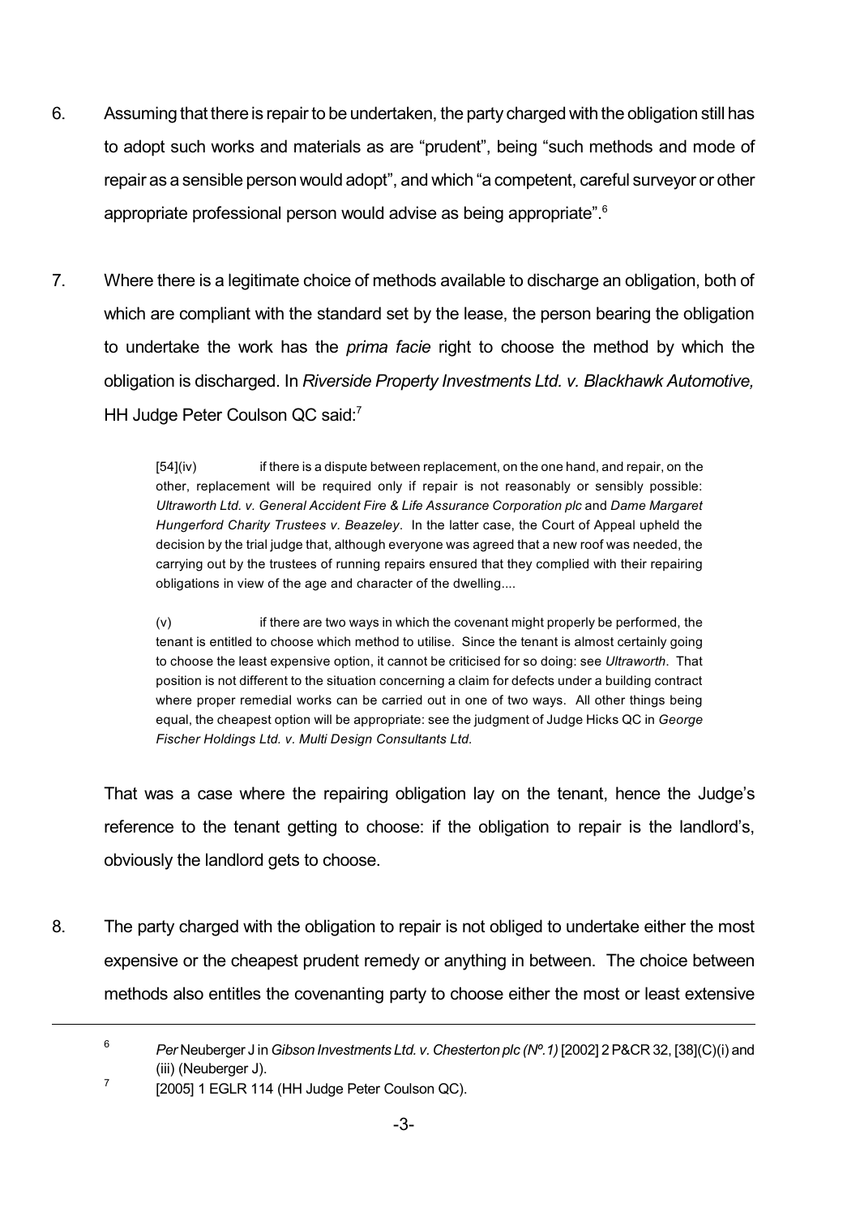6. Assuming that there is repair to be undertaken, the party charged with the obligation still has to adopt such works and materials as are "prudent", being "such methods and mode of repair as a sensible person would adopt", and which "a competent, careful surveyor or other appropriate professional person would advise as being appropriate".[6]

7. Where there is a legitimate choice of methods available to discharge an obligation, both of which are compliant with the standard set by the lease, the person bearing the obligation to undertake the work has the *prima facie* right to choose the method by which the obligation is discharged. In *Riverside Property Investments Ltd. v. Blackhawk Automotive,* HH Judge Peter Coulson QC said:[7]

> [54](iv) if there is a dispute between replacement, on the one hand, and repair, on the other, replacement will be required only if repair is not reasonably or sensibly possible: *Ultraworth Ltd. v. General Accident Fire & Life Assurance Corporation plc* and *Dame Margaret Hungerford Charity Trustees v. Beazeley*. In the latter case, the Court of Appeal upheld the decision by the trial judge that, although everyone was agreed that a new roof was needed, the carrying out by the trustees of running repairs ensured that they complied with their repairing obligations in view of the age and character of the dwelling....
>
> (v) if there are two ways in which the covenant might properly be performed, the tenant is entitled to choose which method to utilise. Since the tenant is almost certainly going to choose the least expensive option, it cannot be criticised for so doing: see *Ultraworth*. That position is not different to the situation concerning a claim for defects under a building contract where proper remedial works can be carried out in one of two ways. All other things being equal, the cheapest option will be appropriate: see the judgment of Judge Hicks QC in *George Fischer Holdings Ltd. v. Multi Design Consultants Ltd.*

That was a case where the repairing obligation lay on the tenant, hence the Judge's reference to the tenant getting to choose: if the obligation to repair is the landlord's, obviously the landlord gets to choose.

8. The party charged with the obligation to repair is not obliged to undertake either the most expensive or the cheapest prudent remedy or anything in between. The choice between methods also entitles the covenanting party to choose either the most or least extensive

---

[6] *Per* Neuberger J in *Gibson Investments Ltd. v. Chesterton plc (Nº.1)* [2002] 2 P&CR 32, [38](C)(i) and (iii) (Neuberger J).

[7] [2005] 1 EGLR 114 (HH Judge Peter Coulson QC).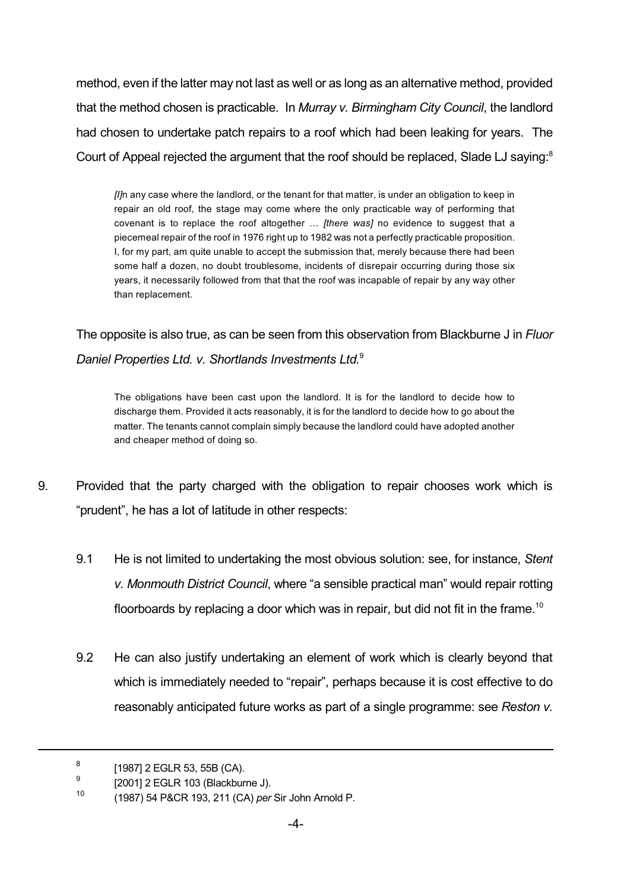method, even if the latter may not last as well or as long as an alternative method, provided that the method chosen is practicable. In *Murray v. Birmingham City Council*, the landlord had chosen to undertake patch repairs to a roof which had been leaking for years. The Court of Appeal rejected the argument that the roof should be replaced, Slade LJ saying:[8]

> *[I]*n any case where the landlord, or the tenant for that matter, is under an obligation to keep in repair an old roof, the stage may come where the only practicable way of performing that covenant is to replace the roof altogether … *[there was]* no evidence to suggest that a piecemeal repair of the roof in 1976 right up to 1982 was not a perfectly practicable proposition. I, for my part, am quite unable to accept the submission that, merely because there had been some half a dozen, no doubt troublesome, incidents of disrepair occurring during those six years, it necessarily followed from that that the roof was incapable of repair by any way other than replacement.

The opposite is also true, as can be seen from this observation from Blackburne J in *Fluor Daniel Properties Ltd. v. Shortlands Investments Ltd.*[9]

> The obligations have been cast upon the landlord. It is for the landlord to decide how to discharge them. Provided it acts reasonably, it is for the landlord to decide how to go about the matter. The tenants cannot complain simply because the landlord could have adopted another and cheaper method of doing so.

9. Provided that the party charged with the obligation to repair chooses work which is "prudent", he has a lot of latitude in other respects:

    9.1 He is not limited to undertaking the most obvious solution: see, for instance, *Stent v. Monmouth District Council*, where "a sensible practical man" would repair rotting floorboards by replacing a door which was in repair, but did not fit in the frame.[10]

    9.2 He can also justify undertaking an element of work which is clearly beyond that which is immediately needed to "repair", perhaps because it is cost effective to do reasonably anticipated future works as part of a single programme: see *Reston v.*

---

[8] [1987] 2 EGLR 53, 55B (CA).

[9] [2001] 2 EGLR 103 (Blackburne J).

[10] (1987) 54 P&CR 193, 211 (CA) *per* Sir John Arnold P.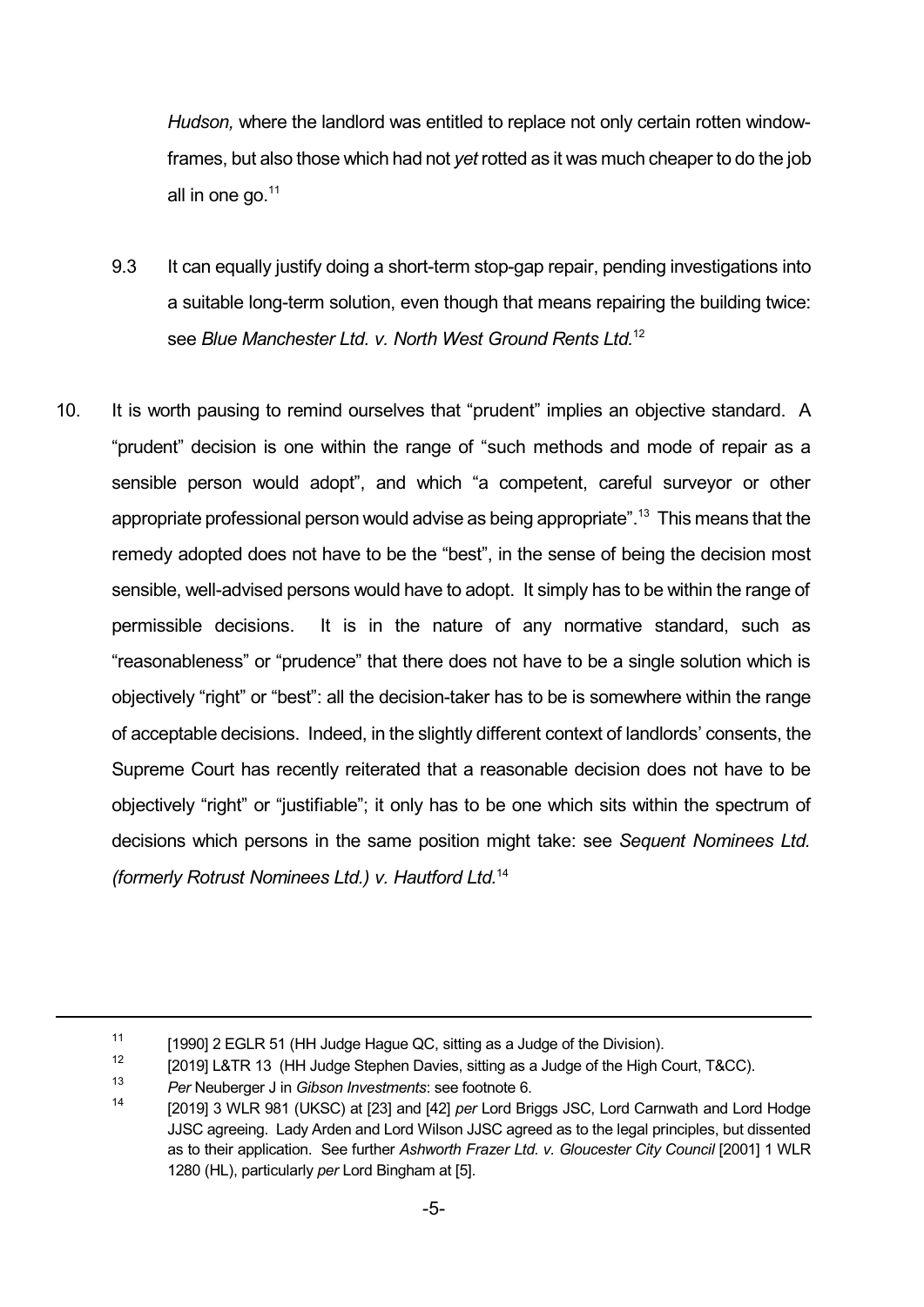*Hudson,* where the landlord was entitled to replace not only certain rotten window-frames, but also those which had not *yet* rotted as it was much cheaper to do the job all in one go.[11]

9.3 It can equally justify doing a short-term stop-gap repair, pending investigations into a suitable long-term solution, even though that means repairing the building twice: see *Blue Manchester Ltd. v. North West Ground Rents Ltd.*[12]

10. It is worth pausing to remind ourselves that "prudent" implies an objective standard. A "prudent" decision is one within the range of "such methods and mode of repair as a sensible person would adopt", and which "a competent, careful surveyor or other appropriate professional person would advise as being appropriate".[13] This means that the remedy adopted does not have to be the "best", in the sense of being the decision most sensible, well-advised persons would have to adopt. It simply has to be within the range of permissible decisions. It is in the nature of any normative standard, such as "reasonableness" or "prudence" that there does not have to be a single solution which is objectively "right" or "best": all the decision-taker has to be is somewhere within the range of acceptable decisions. Indeed, in the slightly different context of landlords' consents, the Supreme Court has recently reiterated that a reasonable decision does not have to be objectively "right" or "justifiable"; it only has to be one which sits within the spectrum of decisions which persons in the same position might take: see *Sequent Nominees Ltd. (formerly Rotrust Nominees Ltd.) v. Hautford Ltd.*[14]

---

[11] [1990] 2 EGLR 51 (HH Judge Hague QC, sitting as a Judge of the Division).

[12] [2019] L&TR 13 (HH Judge Stephen Davies, sitting as a Judge of the High Court, T&CC).

[13] *Per* Neuberger J in *Gibson Investments*: see footnote 6.

[14] [2019] 3 WLR 981 (UKSC) at [23] and [42] *per* Lord Briggs JSC, Lord Carnwath and Lord Hodge JJSC agreeing. Lady Arden and Lord Wilson JJSC agreed as to the legal principles, but dissented as to their application. See further *Ashworth Frazer Ltd. v. Gloucester City Council* [2001] 1 WLR 1280 (HL), particularly *per* Lord Bingham at [5].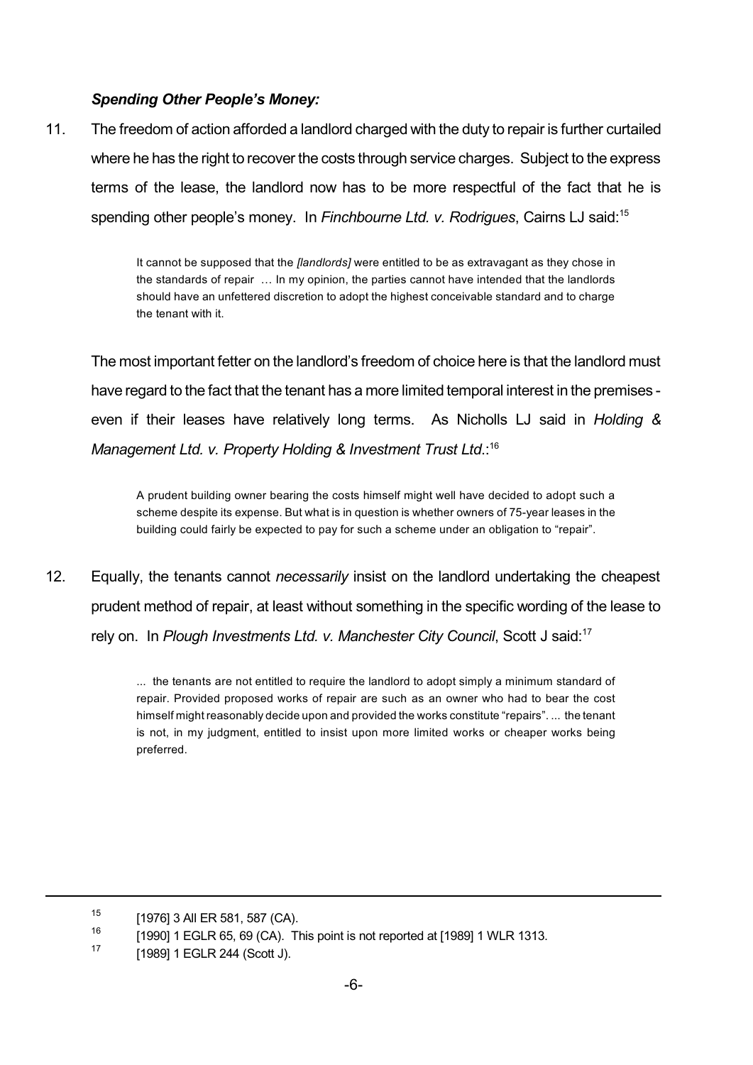### ***Spending Other People's Money:***

11. The freedom of action afforded a landlord charged with the duty to repair is further curtailed where he has the right to recover the costs through service charges. Subject to the express terms of the lease, the landlord now has to be more respectful of the fact that he is spending other people's money. In *Finchbourne Ltd. v. Rodrigues*, Cairns LJ said:[15]

> It cannot be supposed that the *[landlords]* were entitled to be as extravagant as they chose in the standards of repair … In my opinion, the parties cannot have intended that the landlords should have an unfettered discretion to adopt the highest conceivable standard and to charge the tenant with it.

The most important fetter on the landlord's freedom of choice here is that the landlord must have regard to the fact that the tenant has a more limited temporal interest in the premises - even if their leases have relatively long terms. As Nicholls LJ said in *Holding & Management Ltd. v. Property Holding & Investment Trust Ltd*.:[16]

> A prudent building owner bearing the costs himself might well have decided to adopt such a scheme despite its expense. But what is in question is whether owners of 75-year leases in the building could fairly be expected to pay for such a scheme under an obligation to "repair".

12. Equally, the tenants cannot *necessarily* insist on the landlord undertaking the cheapest prudent method of repair, at least without something in the specific wording of the lease to rely on. In *Plough Investments Ltd. v. Manchester City Council*, Scott J said:[17]

> ... the tenants are not entitled to require the landlord to adopt simply a minimum standard of repair. Provided proposed works of repair are such as an owner who had to bear the cost himself might reasonably decide upon and provided the works constitute "repairs". ... the tenant is not, in my judgment, entitled to insist upon more limited works or cheaper works being preferred.

---

[15] [1976] 3 All ER 581, 587 (CA).

[16] [1990] 1 EGLR 65, 69 (CA). This point is not reported at [1989] 1 WLR 1313.

[17] [1989] 1 EGLR 244 (Scott J).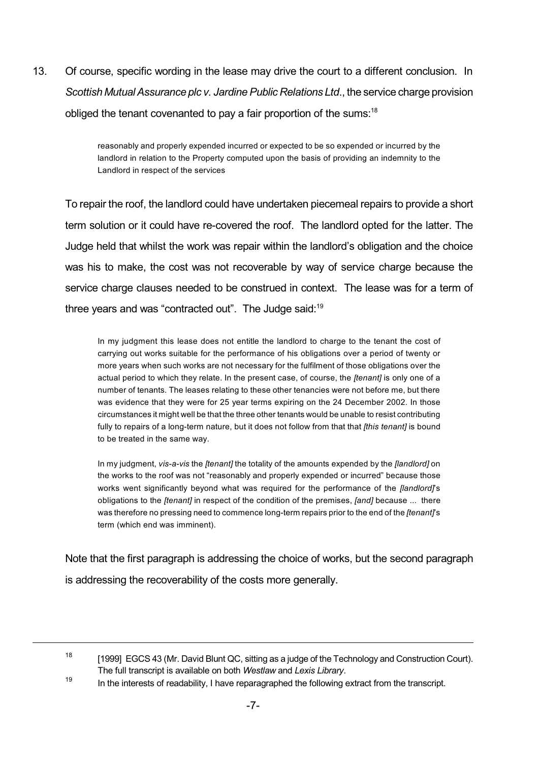13. Of course, specific wording in the lease may drive the court to a different conclusion. In *Scottish Mutual Assurance plc v. Jardine Public Relations Ltd*., the service charge provision obliged the tenant covenanted to pay a fair proportion of the sums:[18]

> reasonably and properly expended incurred or expected to be so expended or incurred by the landlord in relation to the Property computed upon the basis of providing an indemnity to the Landlord in respect of the services

To repair the roof, the landlord could have undertaken piecemeal repairs to provide a short term solution or it could have re-covered the roof. The landlord opted for the latter. The Judge held that whilst the work was repair within the landlord's obligation and the choice was his to make, the cost was not recoverable by way of service charge because the service charge clauses needed to be construed in context. The lease was for a term of three years and was "contracted out". The Judge said:[19]

> In my judgment this lease does not entitle the landlord to charge to the tenant the cost of carrying out works suitable for the performance of his obligations over a period of twenty or more years when such works are not necessary for the fulfilment of those obligations over the actual period to which they relate. In the present case, of course, the *[tenant]* is only one of a number of tenants. The leases relating to these other tenancies were not before me, but there was evidence that they were for 25 year terms expiring on the 24 December 2002. In those circumstances it might well be that the three other tenants would be unable to resist contributing fully to repairs of a long-term nature, but it does not follow from that that *[this tenant]* is bound to be treated in the same way.
>
> In my judgment, *vis-a-vis* the *[tenant]* the totality of the amounts expended by the *[landlord]* on the works to the roof was not "reasonably and properly expended or incurred" because those works went significantly beyond what was required for the performance of the *[landlord]*'s obligations to the *[tenant]* in respect of the condition of the premises, *[and]* because ... there was therefore no pressing need to commence long-term repairs prior to the end of the *[tenant]*'s term (which end was imminent).

Note that the first paragraph is addressing the choice of works, but the second paragraph is addressing the recoverability of the costs more generally.

---

[18] [1999] EGCS 43 (Mr. David Blunt QC, sitting as a judge of the Technology and Construction Court). The full transcript is available on both *Westlaw* and *Lexis Library*.

[19] In the interests of readability, I have reparagraphed the following extract from the transcript.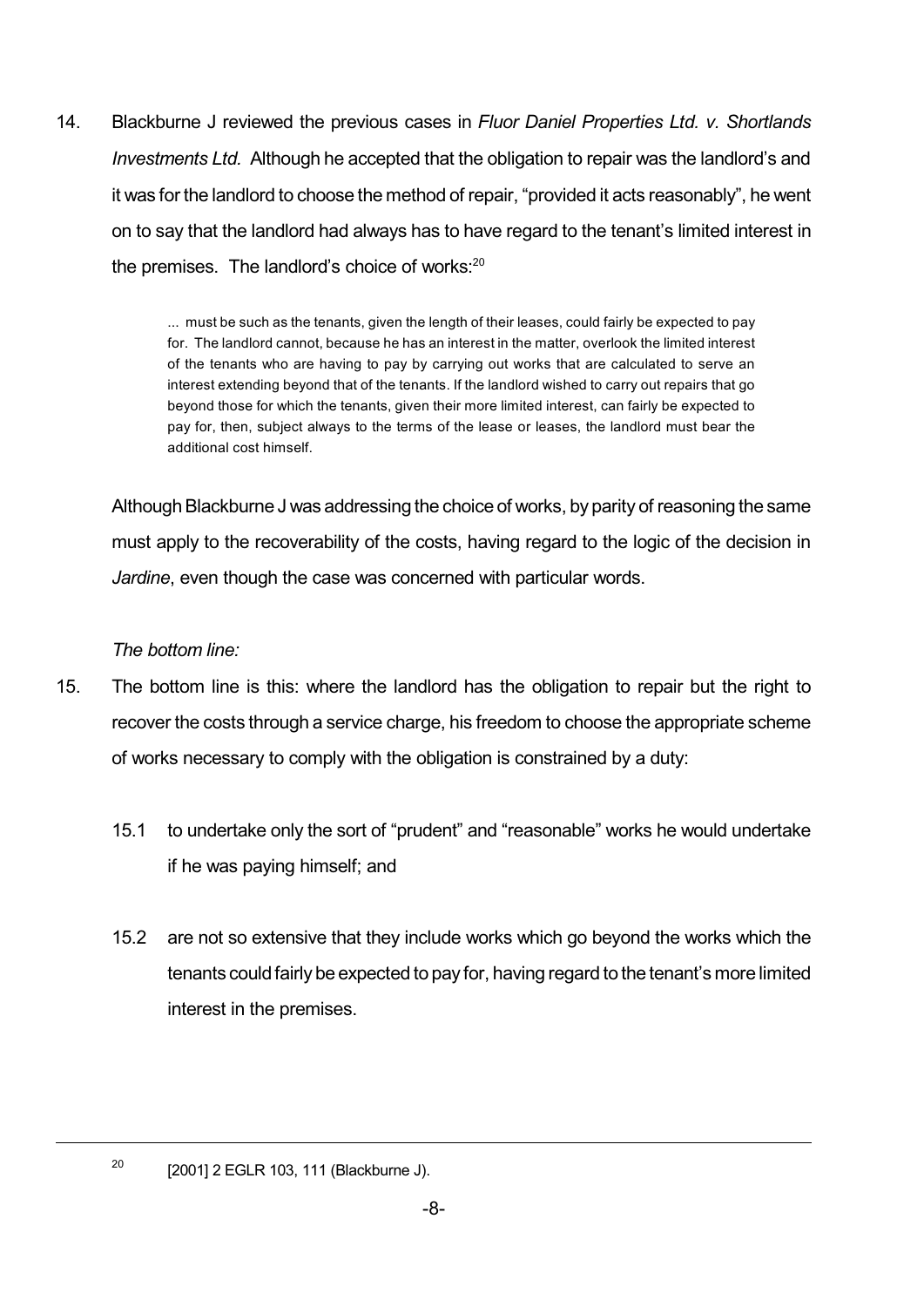14. Blackburne J reviewed the previous cases in *Fluor Daniel Properties Ltd. v. Shortlands Investments Ltd.* Although he accepted that the obligation to repair was the landlord's and it was for the landlord to choose the method of repair, "provided it acts reasonably", he went on to say that the landlord had always has to have regard to the tenant's limited interest in the premises. The landlord's choice of works:[20]

> ... must be such as the tenants, given the length of their leases, could fairly be expected to pay for. The landlord cannot, because he has an interest in the matter, overlook the limited interest of the tenants who are having to pay by carrying out works that are calculated to serve an interest extending beyond that of the tenants. If the landlord wished to carry out repairs that go beyond those for which the tenants, given their more limited interest, can fairly be expected to pay for, then, subject always to the terms of the lease or leases, the landlord must bear the additional cost himself.

Although Blackburne J was addressing the choice of works, by parity of reasoning the same must apply to the recoverability of the costs, having regard to the logic of the decision in *Jardine*, even though the case was concerned with particular words.

*The bottom line:*

15. The bottom line is this: where the landlord has the obligation to repair but the right to recover the costs through a service charge, his freedom to choose the appropriate scheme of works necessary to comply with the obligation is constrained by a duty:

    15.1 to undertake only the sort of "prudent" and "reasonable" works he would undertake if he was paying himself; and

    15.2 are not so extensive that they include works which go beyond the works which the tenants could fairly be expected to pay for, having regard to the tenant's more limited interest in the premises.

---

[20] [2001] 2 EGLR 103, 111 (Blackburne J).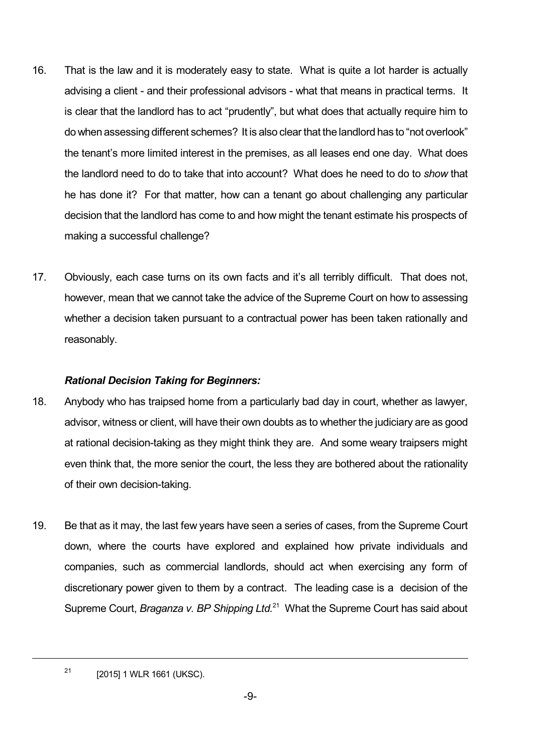16. That is the law and it is moderately easy to state. What is quite a lot harder is actually advising a client - and their professional advisors - what that means in practical terms. It is clear that the landlord has to act "prudently", but what does that actually require him to do when assessing different schemes? It is also clear that the landlord has to "not overlook" the tenant's more limited interest in the premises, as all leases end one day. What does the landlord need to do to take that into account? What does he need to do to *show* that he has done it? For that matter, how can a tenant go about challenging any particular decision that the landlord has come to and how might the tenant estimate his prospects of making a successful challenge?

17. Obviously, each case turns on its own facts and it's all terribly difficult. That does not, however, mean that we cannot take the advice of the Supreme Court on how to assessing whether a decision taken pursuant to a contractual power has been taken rationally and reasonably.

### *Rational Decision Taking for Beginners:*

18. Anybody who has traipsed home from a particularly bad day in court, whether as lawyer, advisor, witness or client, will have their own doubts as to whether the judiciary are as good at rational decision-taking as they might think they are. And some weary traipsers might even think that, the more senior the court, the less they are bothered about the rationality of their own decision-taking.

19. Be that as it may, the last few years have seen a series of cases, from the Supreme Court down, where the courts have explored and explained how private individuals and companies, such as commercial landlords, should act when exercising any form of discretionary power given to them by a contract. The leading case is a decision of the Supreme Court, *Braganza v. BP Shipping Ltd.*[21] What the Supreme Court has said about

---

[21] [2015] 1 WLR 1661 (UKSC).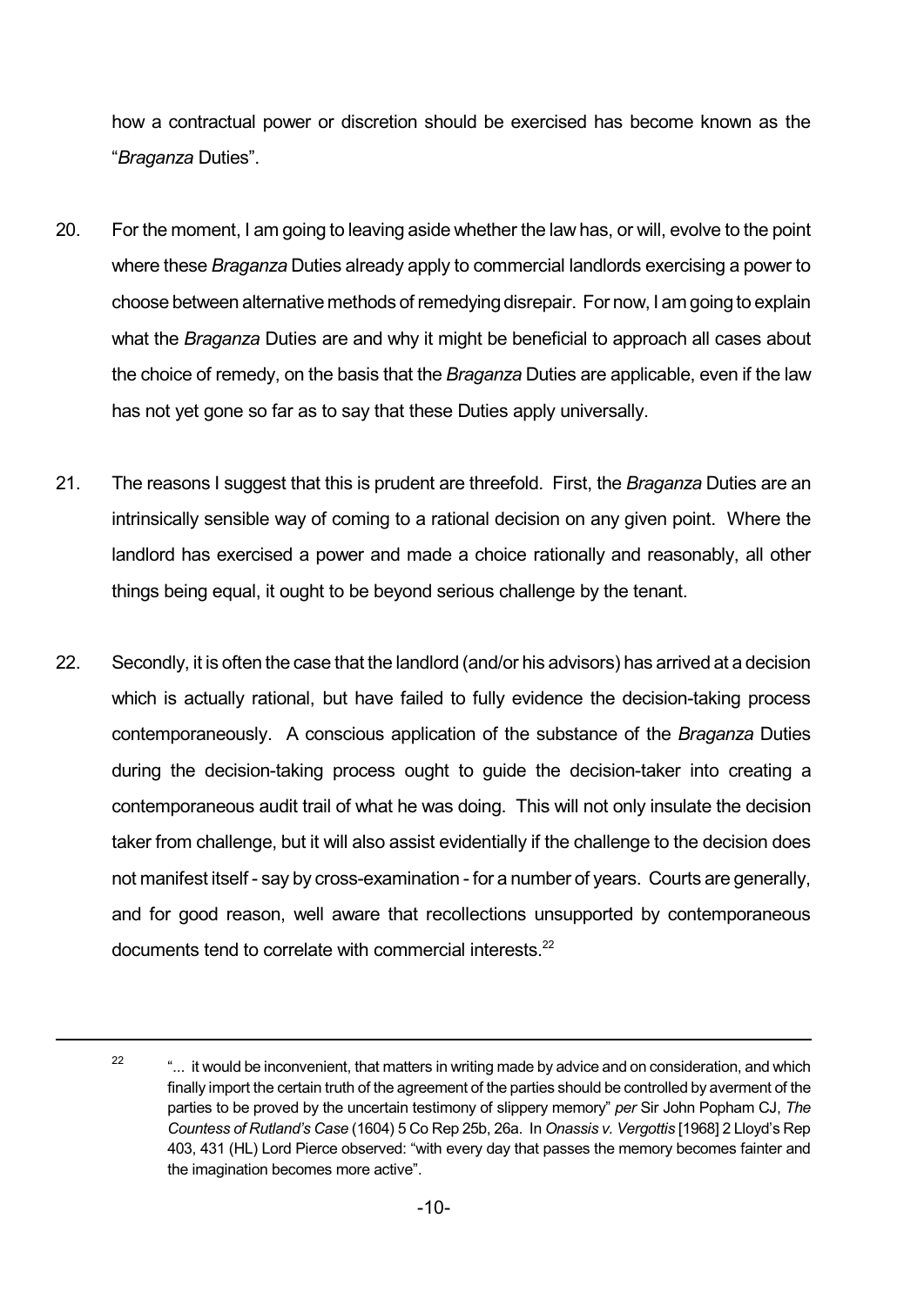how a contractual power or discretion should be exercised has become known as the "*Braganza* Duties".

20. For the moment, I am going to leaving aside whether the law has, or will, evolve to the point where these *Braganza* Duties already apply to commercial landlords exercising a power to choose between alternative methods of remedying disrepair. For now, I am going to explain what the *Braganza* Duties are and why it might be beneficial to approach all cases about the choice of remedy, on the basis that the *Braganza* Duties are applicable, even if the law has not yet gone so far as to say that these Duties apply universally.

21. The reasons I suggest that this is prudent are threefold. First, the *Braganza* Duties are an intrinsically sensible way of coming to a rational decision on any given point. Where the landlord has exercised a power and made a choice rationally and reasonably, all other things being equal, it ought to be beyond serious challenge by the tenant.

22. Secondly, it is often the case that the landlord (and/or his advisors) has arrived at a decision which is actually rational, but have failed to fully evidence the decision-taking process contemporaneously. A conscious application of the substance of the *Braganza* Duties during the decision-taking process ought to guide the decision-taker into creating a contemporaneous audit trail of what he was doing. This will not only insulate the decision taker from challenge, but it will also assist evidentially if the challenge to the decision does not manifest itself - say by cross-examination - for a number of years. Courts are generally, and for good reason, well aware that recollections unsupported by contemporaneous documents tend to correlate with commercial interests.[22]

---

[22] "... it would be inconvenient, that matters in writing made by advice and on consideration, and which finally import the certain truth of the agreement of the parties should be controlled by averment of the parties to be proved by the uncertain testimony of slippery memory" *per* Sir John Popham CJ, *The Countess of Rutland's Case* (1604) 5 Co Rep 25b, 26a. In *Onassis v. Vergottis* [1968] 2 Lloyd's Rep 403, 431 (HL) Lord Pierce observed: "with every day that passes the memory becomes fainter and the imagination becomes more active".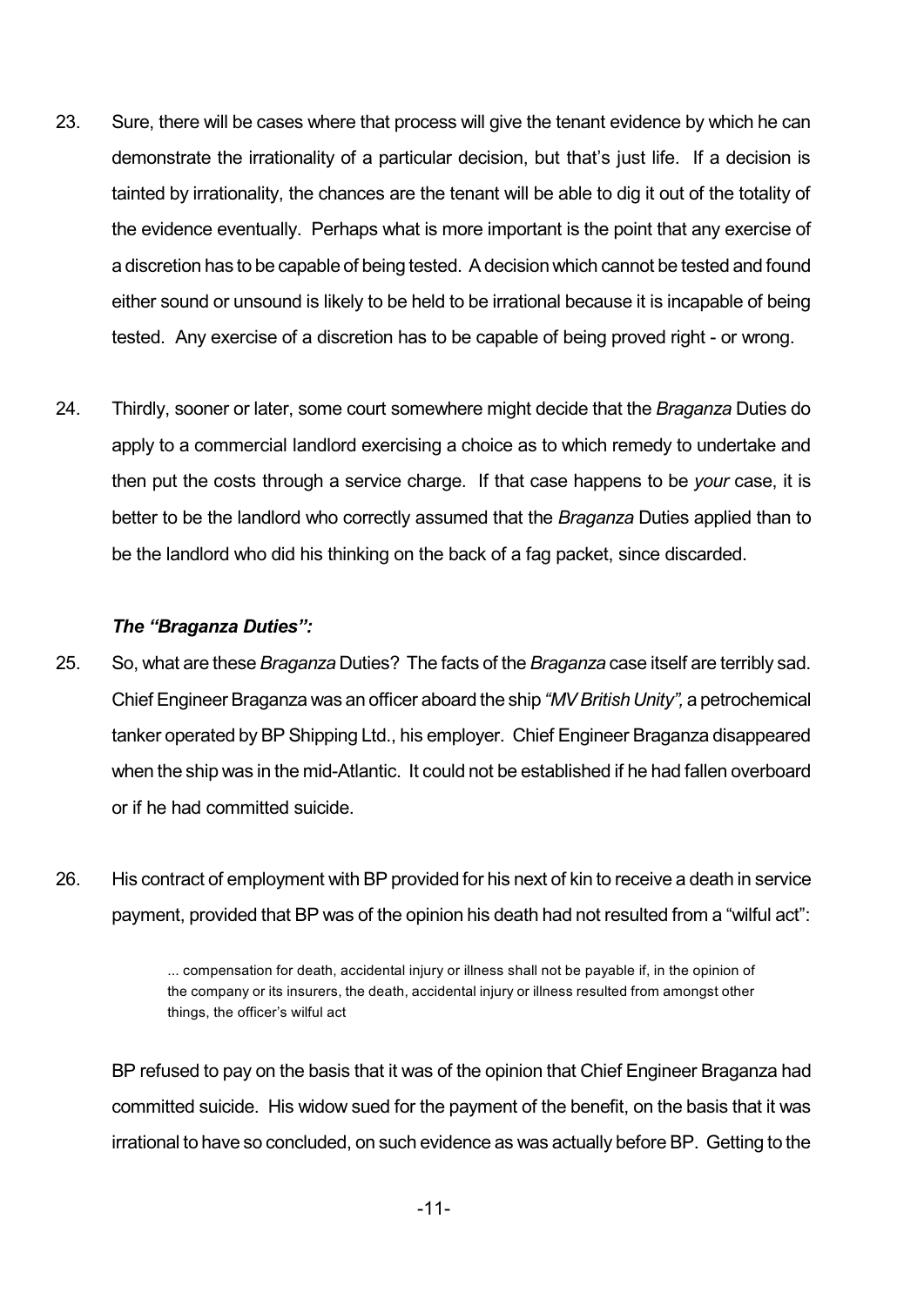23. Sure, there will be cases where that process will give the tenant evidence by which he can demonstrate the irrationality of a particular decision, but that's just life. If a decision is tainted by irrationality, the chances are the tenant will be able to dig it out of the totality of the evidence eventually. Perhaps what is more important is the point that any exercise of a discretion has to be capable of being tested. A decision which cannot be tested and found either sound or unsound is likely to be held to be irrational because it is incapable of being tested. Any exercise of a discretion has to be capable of being proved right - or wrong.

24. Thirdly, sooner or later, some court somewhere might decide that the *Braganza* Duties do apply to a commercial landlord exercising a choice as to which remedy to undertake and then put the costs through a service charge. If that case happens to be *your* case, it is better to be the landlord who correctly assumed that the *Braganza* Duties applied than to be the landlord who did his thinking on the back of a fag packet, since discarded.

### *The "Braganza Duties":*

25. So, what are these *Braganza* Duties? The facts of the *Braganza* case itself are terribly sad. Chief Engineer Braganza was an officer aboard the ship *"MV British Unity",* a petrochemical tanker operated by BP Shipping Ltd., his employer. Chief Engineer Braganza disappeared when the ship was in the mid-Atlantic. It could not be established if he had fallen overboard or if he had committed suicide.

26. His contract of employment with BP provided for his next of kin to receive a death in service payment, provided that BP was of the opinion his death had not resulted from a "wilful act":

> ... compensation for death, accidental injury or illness shall not be payable if, in the opinion of the company or its insurers, the death, accidental injury or illness resulted from amongst other things, the officer's wilful act

BP refused to pay on the basis that it was of the opinion that Chief Engineer Braganza had committed suicide. His widow sued for the payment of the benefit, on the basis that it was irrational to have so concluded, on such evidence as was actually before BP. Getting to the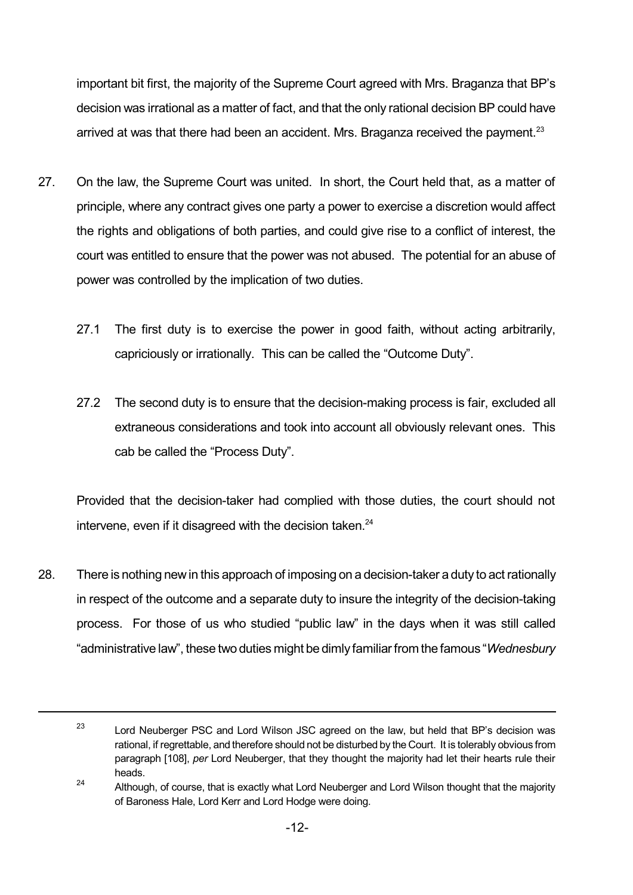important bit first, the majority of the Supreme Court agreed with Mrs. Braganza that BP's decision was irrational as a matter of fact, and that the only rational decision BP could have arrived at was that there had been an accident. Mrs. Braganza received the payment.[23]

27. On the law, the Supreme Court was united. In short, the Court held that, as a matter of principle, where any contract gives one party a power to exercise a discretion would affect the rights and obligations of both parties, and could give rise to a conflict of interest, the court was entitled to ensure that the power was not abused. The potential for an abuse of power was controlled by the implication of two duties.

    27.1 The first duty is to exercise the power in good faith, without acting arbitrarily, capriciously or irrationally. This can be called the "Outcome Duty".

    27.2 The second duty is to ensure that the decision-making process is fair, excluded all extraneous considerations and took into account all obviously relevant ones. This cab be called the "Process Duty".

    Provided that the decision-taker had complied with those duties, the court should not intervene, even if it disagreed with the decision taken.[24]

28. There is nothing new in this approach of imposing on a decision-taker a duty to act rationally in respect of the outcome and a separate duty to insure the integrity of the decision-taking process. For those of us who studied "public law" in the days when it was still called "administrative law", these two duties might be dimly familiar from the famous "*Wednesbury*

---

[23] Lord Neuberger PSC and Lord Wilson JSC agreed on the law, but held that BP's decision was rational, if regrettable, and therefore should not be disturbed by the Court. It is tolerably obvious from paragraph [108], *per* Lord Neuberger, that they thought the majority had let their hearts rule their heads.

[24] Although, of course, that is exactly what Lord Neuberger and Lord Wilson thought that the majority of Baroness Hale, Lord Kerr and Lord Hodge were doing.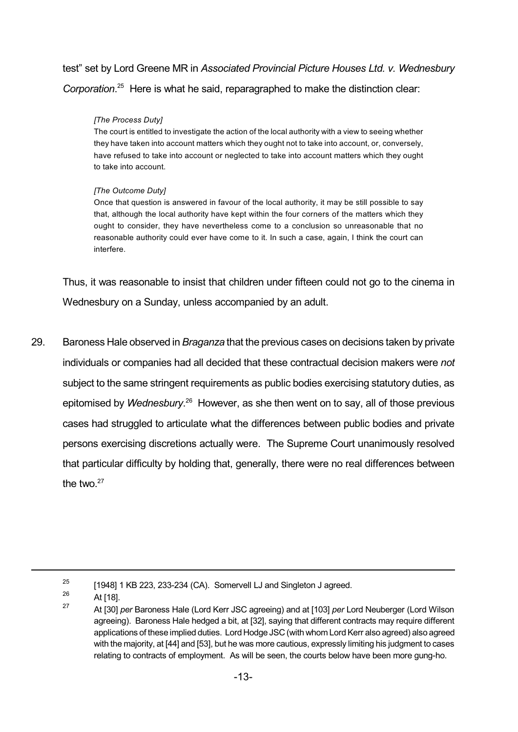test" set by Lord Greene MR in *Associated Provincial Picture Houses Ltd. v. Wednesbury Corporation*.[25] Here is what he said, reparagraphed to make the distinction clear:

> *[The Process Duty]*
> The court is entitled to investigate the action of the local authority with a view to seeing whether they have taken into account matters which they ought not to take into account, or, conversely, have refused to take into account or neglected to take into account matters which they ought to take into account.
>
> *[The Outcome Duty]*
> Once that question is answered in favour of the local authority, it may be still possible to say that, although the local authority have kept within the four corners of the matters which they ought to consider, they have nevertheless come to a conclusion so unreasonable that no reasonable authority could ever have come to it. In such a case, again, I think the court can interfere.

Thus, it was reasonable to insist that children under fifteen could not go to the cinema in Wednesbury on a Sunday, unless accompanied by an adult.

29. Baroness Hale observed in *Braganza* that the previous cases on decisions taken by private individuals or companies had all decided that these contractual decision makers were *not* subject to the same stringent requirements as public bodies exercising statutory duties, as epitomised by *Wednesbury*.[26] However, as she then went on to say, all of those previous cases had struggled to articulate what the differences between public bodies and private persons exercising discretions actually were. The Supreme Court unanimously resolved that particular difficulty by holding that, generally, there were no real differences between the two.[27]

---

[25] [1948] 1 KB 223, 233-234 (CA). Somervell LJ and Singleton J agreed.

[26] At [18].

[27] At [30] *per* Baroness Hale (Lord Kerr JSC agreeing) and at [103] *per* Lord Neuberger (Lord Wilson agreeing). Baroness Hale hedged a bit, at [32], saying that different contracts may require different applications of these implied duties. Lord Hodge JSC (with whom Lord Kerr also agreed) also agreed with the majority, at [44] and [53], but he was more cautious, expressly limiting his judgment to cases relating to contracts of employment. As will be seen, the courts below have been more gung-ho.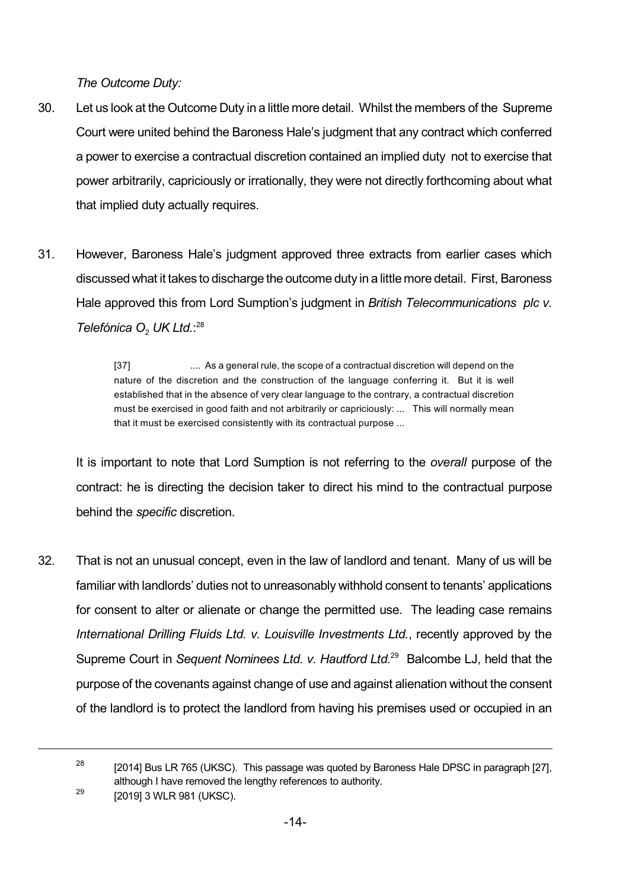*The Outcome Duty:*

30. Let us look at the Outcome Duty in a little more detail. Whilst the members of the Supreme Court were united behind the Baroness Hale's judgment that any contract which conferred a power to exercise a contractual discretion contained an implied duty not to exercise that power arbitrarily, capriciously or irrationally, they were not directly forthcoming about what that implied duty actually requires.

31. However, Baroness Hale's judgment approved three extracts from earlier cases which discussed what it takes to discharge the outcome duty in a little more detail. First, Baroness Hale approved this from Lord Sumption's judgment in *British Telecommunications plc v. Telefónica $O_2$ UK Ltd.*:[28]

> [37] .... As a general rule, the scope of a contractual discretion will depend on the nature of the discretion and the construction of the language conferring it. But it is well established that in the absence of very clear language to the contrary, a contractual discretion must be exercised in good faith and not arbitrarily or capriciously: ... This will normally mean that it must be exercised consistently with its contractual purpose ...

It is important to note that Lord Sumption is not referring to the *overall* purpose of the contract: he is directing the decision taker to direct his mind to the contractual purpose behind the *specific* discretion.

32. That is not an unusual concept, even in the law of landlord and tenant. Many of us will be familiar with landlords' duties not to unreasonably withhold consent to tenants' applications for consent to alter or alienate or change the permitted use. The leading case remains *International Drilling Fluids Ltd. v. Louisville Investments Ltd.*, recently approved by the Supreme Court in *Sequent Nominees Ltd. v. Hautford Ltd.*[29] Balcombe LJ, held that the purpose of the covenants against change of use and against alienation without the consent of the landlord is to protect the landlord from having his premises used or occupied in an

---

[28] [2014] Bus LR 765 (UKSC). This passage was quoted by Baroness Hale DPSC in paragraph [27], although I have removed the lengthy references to authority.

[29] [2019] 3 WLR 981 (UKSC).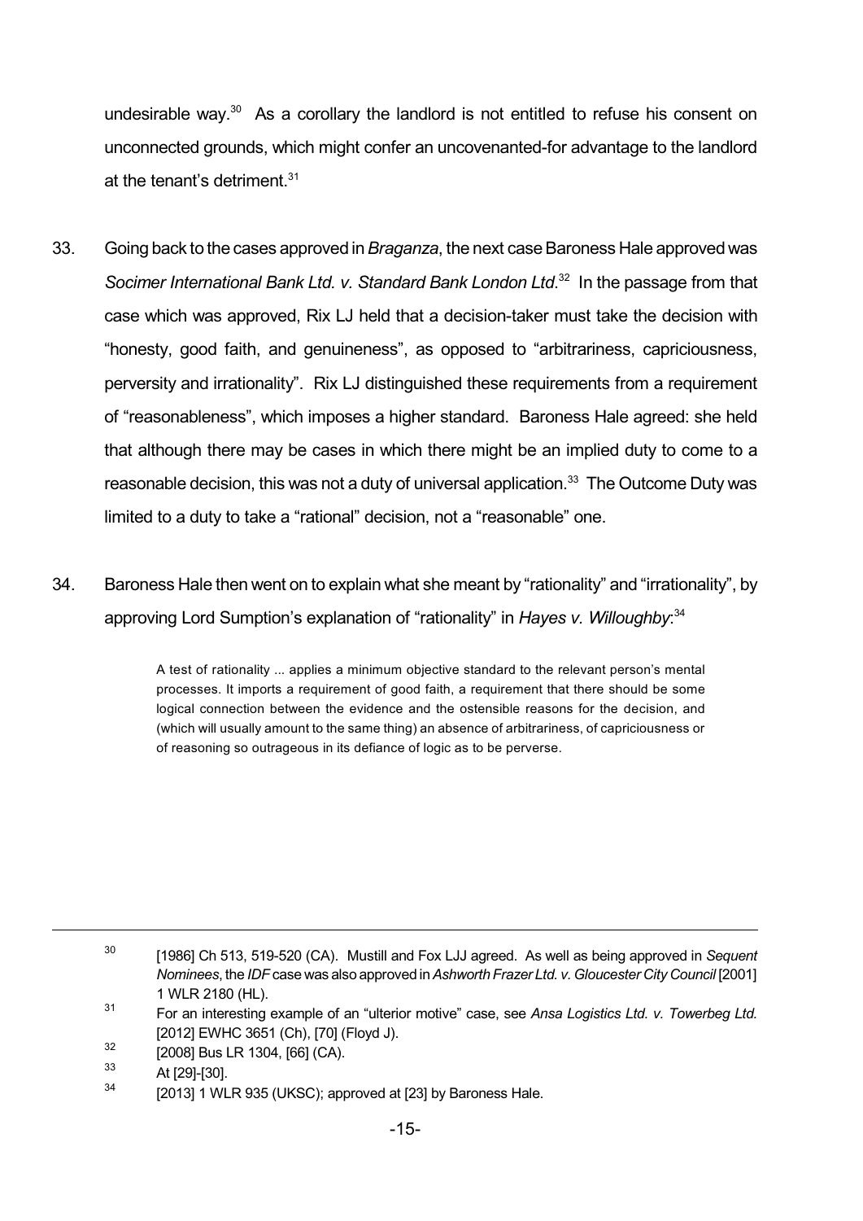undesirable way.[30] As a corollary the landlord is not entitled to refuse his consent on unconnected grounds, which might confer an uncovenanted-for advantage to the landlord at the tenant's detriment.[31]

33. Going back to the cases approved in *Braganza*, the next case Baroness Hale approved was *Socimer International Bank Ltd. v. Standard Bank London Ltd*.[32] In the passage from that case which was approved, Rix LJ held that a decision-taker must take the decision with "honesty, good faith, and genuineness", as opposed to "arbitrariness, capriciousness, perversity and irrationality". Rix LJ distinguished these requirements from a requirement of "reasonableness", which imposes a higher standard. Baroness Hale agreed: she held that although there may be cases in which there might be an implied duty to come to a reasonable decision, this was not a duty of universal application.[33] The Outcome Duty was limited to a duty to take a "rational" decision, not a "reasonable" one.

34. Baroness Hale then went on to explain what she meant by "rationality" and "irrationality", by approving Lord Sumption's explanation of "rationality" in *Hayes v. Willoughby*:[34]

> A test of rationality ... applies a minimum objective standard to the relevant person's mental processes. It imports a requirement of good faith, a requirement that there should be some logical connection between the evidence and the ostensible reasons for the decision, and (which will usually amount to the same thing) an absence of arbitrariness, of capriciousness or of reasoning so outrageous in its defiance of logic as to be perverse.

---

[30] [1986] Ch 513, 519-520 (CA). Mustill and Fox LJJ agreed. As well as being approved in *Sequent Nominees*, the *IDF* case was also approved in *Ashworth Frazer Ltd. v. Gloucester City Council* [2001] 1 WLR 2180 (HL).

[31] For an interesting example of an "ulterior motive" case, see *Ansa Logistics Ltd. v. Towerbeg Ltd.* [2012] EWHC 3651 (Ch), [70] (Floyd J).

[32] [2008] Bus LR 1304, [66] (CA).

[33] At [29]-[30].

[34] [2013] 1 WLR 935 (UKSC); approved at [23] by Baroness Hale.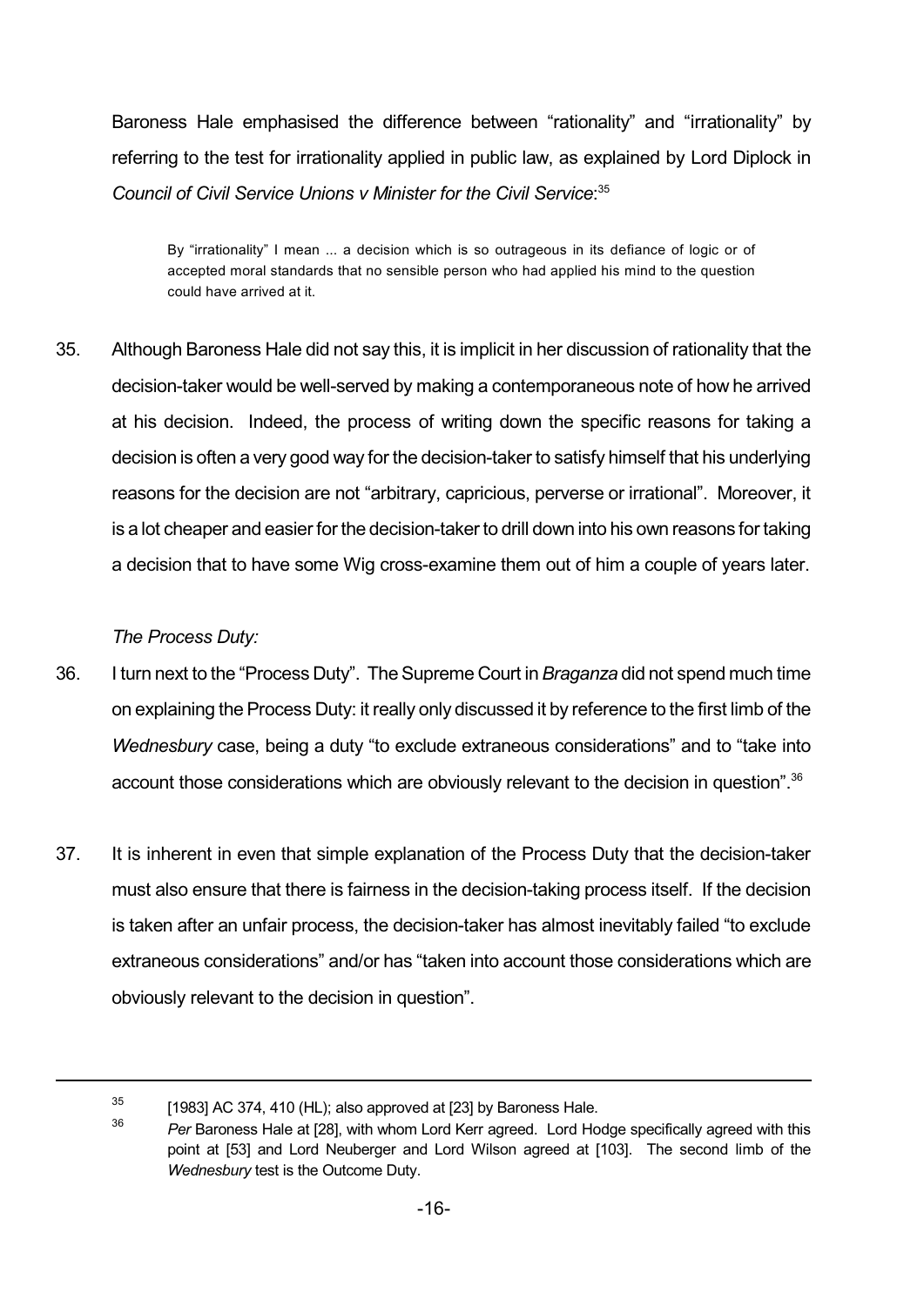Baroness Hale emphasised the difference between "rationality" and "irrationality" by referring to the test for irrationality applied in public law, as explained by Lord Diplock in *Council of Civil Service Unions v Minister for the Civil Service*:[35]

> By "irrationality" I mean ... a decision which is so outrageous in its defiance of logic or of accepted moral standards that no sensible person who had applied his mind to the question could have arrived at it.

35. Although Baroness Hale did not say this, it is implicit in her discussion of rationality that the decision-taker would be well-served by making a contemporaneous note of how he arrived at his decision. Indeed, the process of writing down the specific reasons for taking a decision is often a very good way for the decision-taker to satisfy himself that his underlying reasons for the decision are not "arbitrary, capricious, perverse or irrational". Moreover, it is a lot cheaper and easier for the decision-taker to drill down into his own reasons for taking a decision that to have some Wig cross-examine them out of him a couple of years later.

*The Process Duty:*

36. I turn next to the "Process Duty". The Supreme Court in *Braganza* did not spend much time on explaining the Process Duty: it really only discussed it by reference to the first limb of the *Wednesbury* case, being a duty "to exclude extraneous considerations" and to "take into account those considerations which are obviously relevant to the decision in question".[36]

37. It is inherent in even that simple explanation of the Process Duty that the decision-taker must also ensure that there is fairness in the decision-taking process itself. If the decision is taken after an unfair process, the decision-taker has almost inevitably failed "to exclude extraneous considerations" and/or has "taken into account those considerations which are obviously relevant to the decision in question".

---

[35] [1983] AC 374, 410 (HL); also approved at [23] by Baroness Hale.

[36] *Per* Baroness Hale at [28], with whom Lord Kerr agreed. Lord Hodge specifically agreed with this point at [53] and Lord Neuberger and Lord Wilson agreed at [103]. The second limb of the *Wednesbury* test is the Outcome Duty.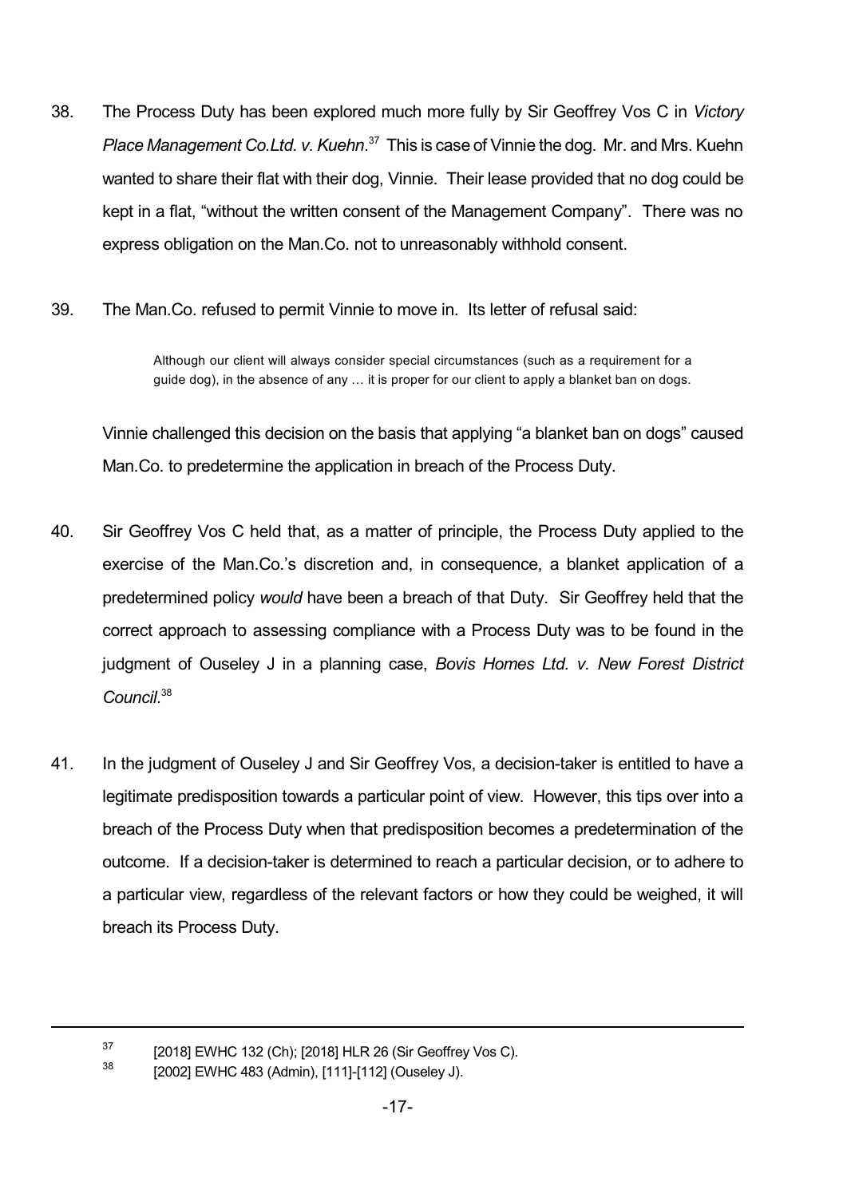38. The Process Duty has been explored much more fully by Sir Geoffrey Vos C in *Victory Place Management Co.Ltd. v. Kuehn*.[37] This is case of Vinnie the dog. Mr. and Mrs. Kuehn wanted to share their flat with their dog, Vinnie. Their lease provided that no dog could be kept in a flat, "without the written consent of the Management Company". There was no express obligation on the Man.Co. not to unreasonably withhold consent.

39. The Man.Co. refused to permit Vinnie to move in. Its letter of refusal said:

> Although our client will always consider special circumstances (such as a requirement for a guide dog), in the absence of any … it is proper for our client to apply a blanket ban on dogs.

Vinnie challenged this decision on the basis that applying "a blanket ban on dogs" caused Man.Co. to predetermine the application in breach of the Process Duty.

40. Sir Geoffrey Vos C held that, as a matter of principle, the Process Duty applied to the exercise of the Man.Co.'s discretion and, in consequence, a blanket application of a predetermined policy *would* have been a breach of that Duty. Sir Geoffrey held that the correct approach to assessing compliance with a Process Duty was to be found in the judgment of Ouseley J in a planning case, *Bovis Homes Ltd. v. New Forest District Council*.[38]

41. In the judgment of Ouseley J and Sir Geoffrey Vos, a decision-taker is entitled to have a legitimate predisposition towards a particular point of view. However, this tips over into a breach of the Process Duty when that predisposition becomes a predetermination of the outcome. If a decision-taker is determined to reach a particular decision, or to adhere to a particular view, regardless of the relevant factors or how they could be weighed, it will breach its Process Duty.

---

[37] [2018] EWHC 132 (Ch); [2018] HLR 26 (Sir Geoffrey Vos C).

[38] [2002] EWHC 483 (Admin), [111]-[112] (Ouseley J).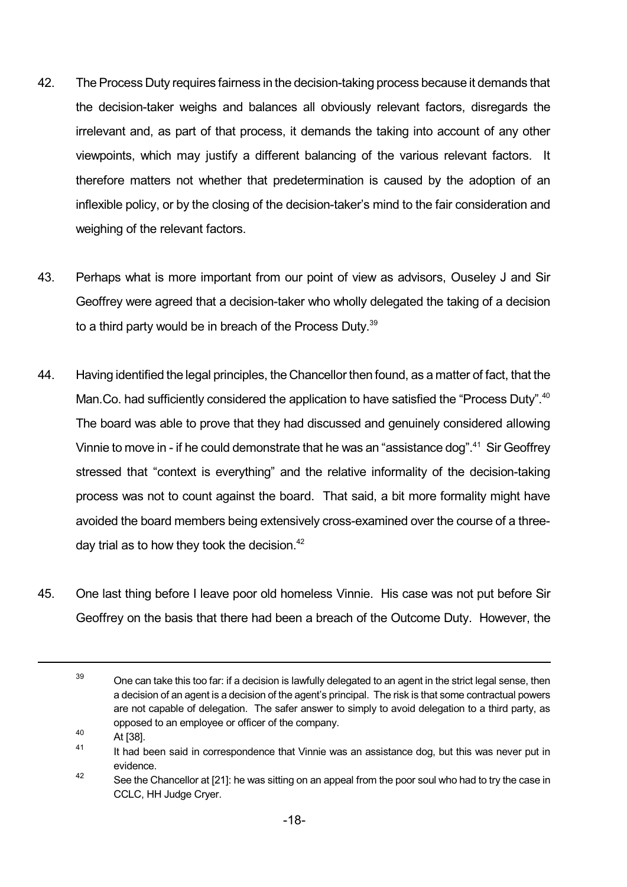42. The Process Duty requires fairness in the decision-taking process because it demands that the decision-taker weighs and balances all obviously relevant factors, disregards the irrelevant and, as part of that process, it demands the taking into account of any other viewpoints, which may justify a different balancing of the various relevant factors. It therefore matters not whether that predetermination is caused by the adoption of an inflexible policy, or by the closing of the decision-taker's mind to the fair consideration and weighing of the relevant factors.

43. Perhaps what is more important from our point of view as advisors, Ouseley J and Sir Geoffrey were agreed that a decision-taker who wholly delegated the taking of a decision to a third party would be in breach of the Process Duty.[39]

44. Having identified the legal principles, the Chancellor then found, as a matter of fact, that the Man.Co. had sufficiently considered the application to have satisfied the "Process Duty".[40] The board was able to prove that they had discussed and genuinely considered allowing Vinnie to move in - if he could demonstrate that he was an "assistance dog".[41] Sir Geoffrey stressed that "context is everything" and the relative informality of the decision-taking process was not to count against the board. That said, a bit more formality might have avoided the board members being extensively cross-examined over the course of a three-day trial as to how they took the decision.[42]

45. One last thing before I leave poor old homeless Vinnie. His case was not put before Sir Geoffrey on the basis that there had been a breach of the Outcome Duty. However, the

---

[39] One can take this too far: if a decision is lawfully delegated to an agent in the strict legal sense, then a decision of an agent is a decision of the agent's principal. The risk is that some contractual powers are not capable of delegation. The safer answer to simply to avoid delegation to a third party, as opposed to an employee or officer of the company.

[40] At [38].

[41] It had been said in correspondence that Vinnie was an assistance dog, but this was never put in evidence.

[42] See the Chancellor at [21]: he was sitting on an appeal from the poor soul who had to try the case in CCLC, HH Judge Cryer.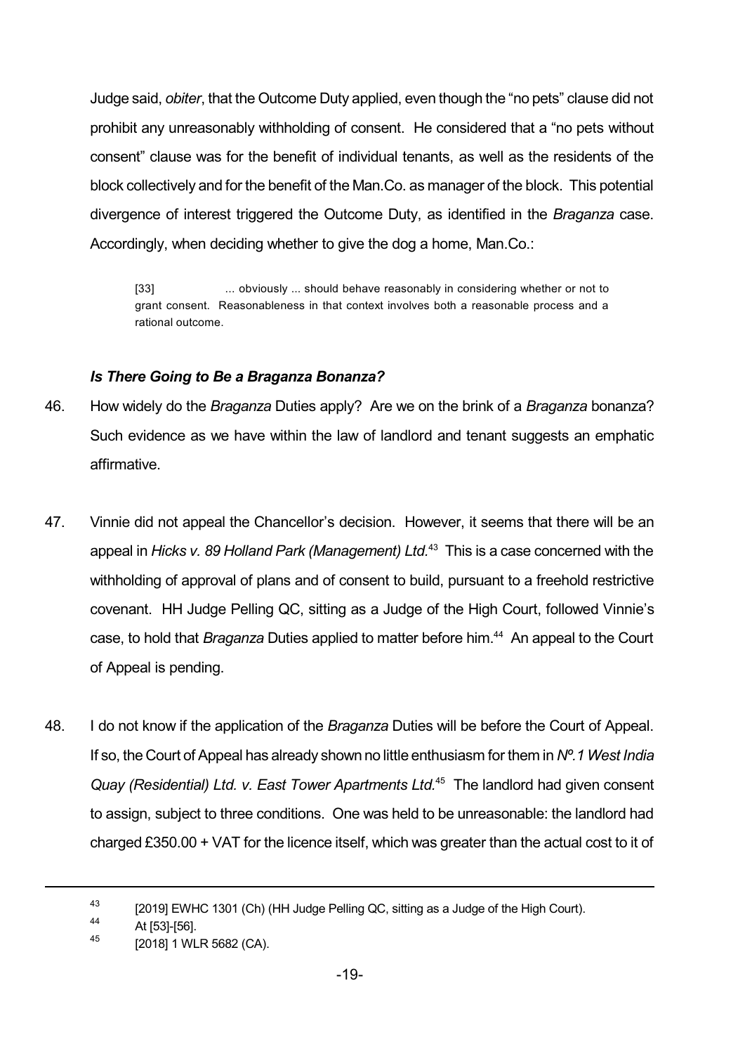Judge said, *obiter*, that the Outcome Duty applied, even though the "no pets" clause did not prohibit any unreasonably withholding of consent. He considered that a "no pets without consent" clause was for the benefit of individual tenants, as well as the residents of the block collectively and for the benefit of the Man.Co. as manager of the block. This potential divergence of interest triggered the Outcome Duty, as identified in the *Braganza* case. Accordingly, when deciding whether to give the dog a home, Man.Co.:

> [33] ... obviously ... should behave reasonably in considering whether or not to grant consent. Reasonableness in that context involves both a reasonable process and a rational outcome.

### *Is There Going to Be a Braganza Bonanza?*

46. How widely do the *Braganza* Duties apply? Are we on the brink of a *Braganza* bonanza? Such evidence as we have within the law of landlord and tenant suggests an emphatic affirmative.

47. Vinnie did not appeal the Chancellor's decision. However, it seems that there will be an appeal in *Hicks v. 89 Holland Park (Management) Ltd.*[43] This is a case concerned with the withholding of approval of plans and of consent to build, pursuant to a freehold restrictive covenant. HH Judge Pelling QC, sitting as a Judge of the High Court, followed Vinnie's case, to hold that *Braganza* Duties applied to matter before him.[44] An appeal to the Court of Appeal is pending.

48. I do not know if the application of the *Braganza* Duties will be before the Court of Appeal. If so, the Court of Appeal has already shown no little enthusiasm for them in *Nº.1 West India Quay (Residential) Ltd. v. East Tower Apartments Ltd.*[45] The landlord had given consent to assign, subject to three conditions. One was held to be unreasonable: the landlord had charged £350.00 + VAT for the licence itself, which was greater than the actual cost to it of

---

[43] [2019] EWHC 1301 (Ch) (HH Judge Pelling QC, sitting as a Judge of the High Court).

[44] At [53]-[56].

[45] [2018] 1 WLR 5682 (CA).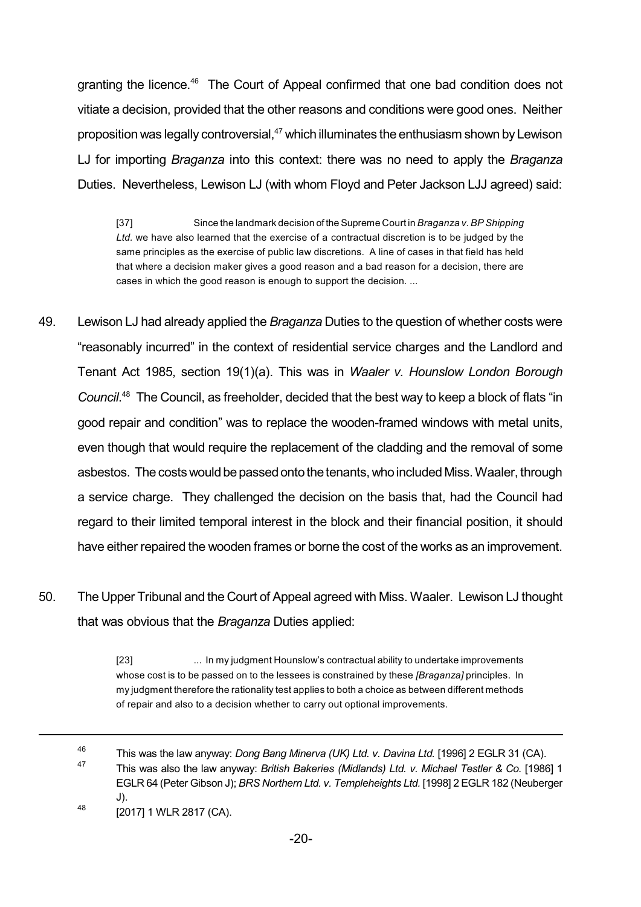granting the licence.[46] The Court of Appeal confirmed that one bad condition does not vitiate a decision, provided that the other reasons and conditions were good ones. Neither proposition was legally controversial,[47] which illuminates the enthusiasm shown by Lewison LJ for importing *Braganza* into this context: there was no need to apply the *Braganza* Duties. Nevertheless, Lewison LJ (with whom Floyd and Peter Jackson LJJ agreed) said:

> [37] Since the landmark decision of the Supreme Court in *Braganza v. BP Shipping Ltd.* we have also learned that the exercise of a contractual discretion is to be judged by the same principles as the exercise of public law discretions. A line of cases in that field has held that where a decision maker gives a good reason and a bad reason for a decision, there are cases in which the good reason is enough to support the decision. ...

49. Lewison LJ had already applied the *Braganza* Duties to the question of whether costs were "reasonably incurred" in the context of residential service charges and the Landlord and Tenant Act 1985, section 19(1)(a). This was in *Waaler v. Hounslow London Borough Council*.[48] The Council, as freeholder, decided that the best way to keep a block of flats "in good repair and condition" was to replace the wooden-framed windows with metal units, even though that would require the replacement of the cladding and the removal of some asbestos. The costs would be passed onto the tenants, who included Miss. Waaler, through a service charge. They challenged the decision on the basis that, had the Council had regard to their limited temporal interest in the block and their financial position, it should have either repaired the wooden frames or borne the cost of the works as an improvement.

50. The Upper Tribunal and the Court of Appeal agreed with Miss. Waaler. Lewison LJ thought that was obvious that the *Braganza* Duties applied:

> [23] ... In my judgment Hounslow's contractual ability to undertake improvements whose cost is to be passed on to the lessees is constrained by these *[Braganza]* principles. In my judgment therefore the rationality test applies to both a choice as between different methods of repair and also to a decision whether to carry out optional improvements.

---

[46] This was the law anyway: *Dong Bang Minerva (UK) Ltd. v. Davina Ltd.* [1996] 2 EGLR 31 (CA).

[47] This was also the law anyway: *British Bakeries (Midlands) Ltd. v. Michael Testler & Co.* [1986] 1 EGLR 64 (Peter Gibson J); *BRS Northern Ltd. v. Templeheights Ltd.* [1998] 2 EGLR 182 (Neuberger J).

[48] [2017] 1 WLR 2817 (CA).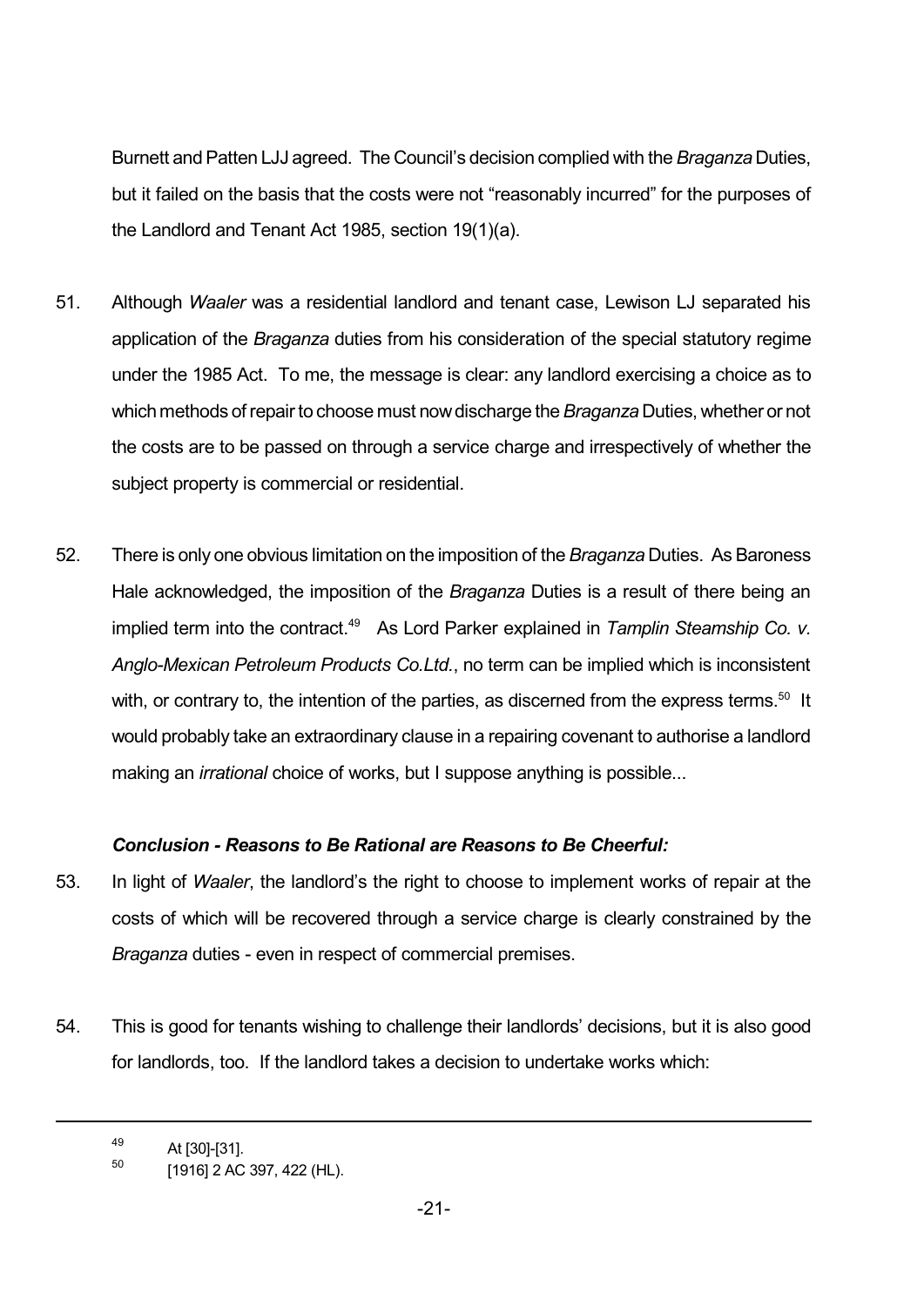Burnett and Patten LJJ agreed. The Council's decision complied with the *Braganza* Duties, but it failed on the basis that the costs were not "reasonably incurred" for the purposes of the Landlord and Tenant Act 1985, section 19(1)(a).

51. Although *Waaler* was a residential landlord and tenant case, Lewison LJ separated his application of the *Braganza* duties from his consideration of the special statutory regime under the 1985 Act. To me, the message is clear: any landlord exercising a choice as to which methods of repair to choose must now discharge the *Braganza* Duties, whether or not the costs are to be passed on through a service charge and irrespectively of whether the subject property is commercial or residential.

52. There is only one obvious limitation on the imposition of the *Braganza* Duties. As Baroness Hale acknowledged, the imposition of the *Braganza* Duties is a result of there being an implied term into the contract.[49] As Lord Parker explained in *Tamplin Steamship Co. v. Anglo-Mexican Petroleum Products Co.Ltd.*, no term can be implied which is inconsistent with, or contrary to, the intention of the parties, as discerned from the express terms.[50] It would probably take an extraordinary clause in a repairing covenant to authorise a landlord making an *irrational* choice of works, but I suppose anything is possible...

### *Conclusion - Reasons to Be Rational are Reasons to Be Cheerful:*

53. In light of *Waaler*, the landlord's the right to choose to implement works of repair at the costs of which will be recovered through a service charge is clearly constrained by the *Braganza* duties - even in respect of commercial premises.

54. This is good for tenants wishing to challenge their landlords' decisions, but it is also good for landlords, too. If the landlord takes a decision to undertake works which:

---

[49] At [30]-[31].

[50] [1916] 2 AC 397, 422 (HL).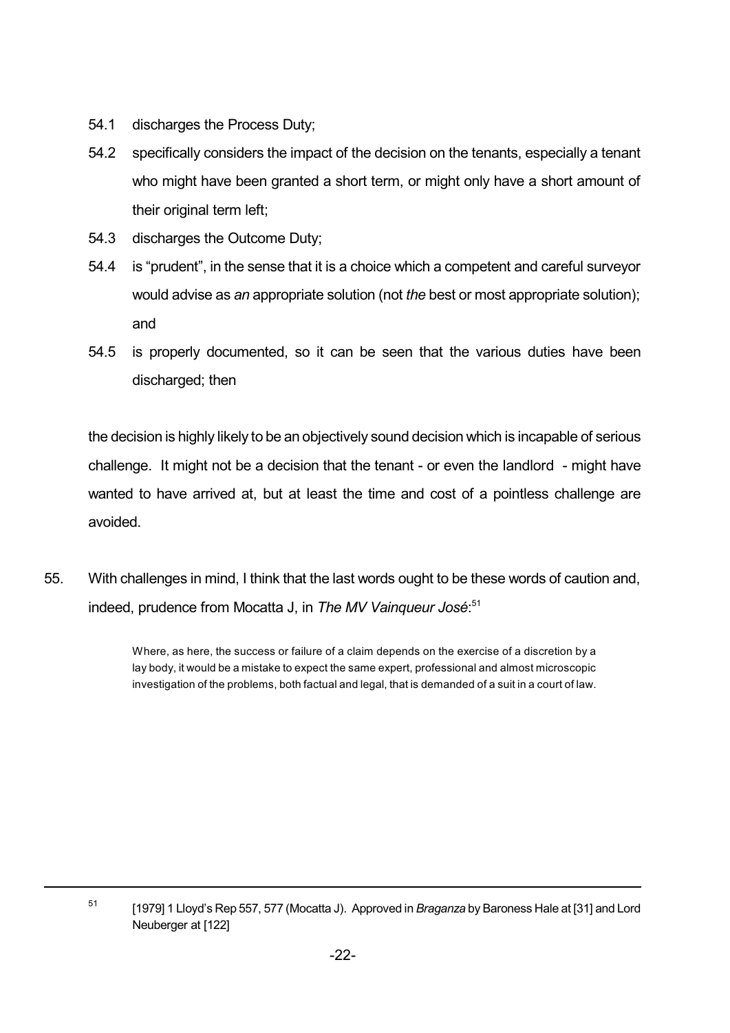54.1 discharges the Process Duty;

54.2 specifically considers the impact of the decision on the tenants, especially a tenant who might have been granted a short term, or might only have a short amount of their original term left;

54.3 discharges the Outcome Duty;

54.4 is "prudent", in the sense that it is a choice which a competent and careful surveyor would advise as *an* appropriate solution (not *the* best or most appropriate solution); and

54.5 is properly documented, so it can be seen that the various duties have been discharged; then

the decision is highly likely to be an objectively sound decision which is incapable of serious challenge. It might not be a decision that the tenant - or even the landlord - might have wanted to have arrived at, but at least the time and cost of a pointless challenge are avoided.

55. With challenges in mind, I think that the last words ought to be these words of caution and, indeed, prudence from Mocatta J, in *The MV Vainqueur José*:[51]

> Where, as here, the success or failure of a claim depends on the exercise of a discretion by a lay body, it would be a mistake to expect the same expert, professional and almost microscopic investigation of the problems, both factual and legal, that is demanded of a suit in a court of law.

---

[51] [1979] 1 Lloyd's Rep 557, 577 (Mocatta J). Approved in *Braganza* by Baroness Hale at [31] and Lord Neuberger at [122]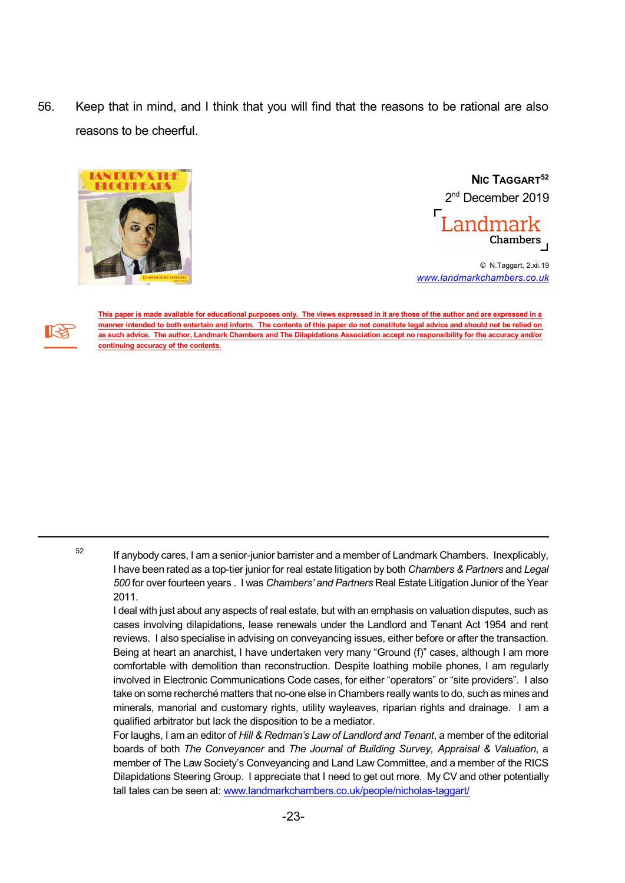56. Keep that in mind, and I think that you will find that the reasons to be rational are also reasons to be cheerful.

**NIC TAGGART**[52]

2nd December 2019

Landmark Chambers

© N.Taggart, 2.xii.19

www.landmarkchambers.co.uk

**This paper is made available for educational purposes only. The views expressed in it are those of the author and are expressed in a manner intended to both entertain and inform. The contents of this paper do not constitute legal advice and should not be relied on as such advice. The author, Landmark Chambers and The Dilapidations Association accept no responsibility for the accuracy and/or continuing accuracy of the contents.**

---

[52] If anybody cares, I am a senior-junior barrister and a member of Landmark Chambers. Inexplicably, I have been rated as a top-tier junior for real estate litigation by both *Chambers & Partners* and *Legal 500* for over fourteen years . I was *Chambers' and Partners* Real Estate Litigation Junior of the Year 2011.

I deal with just about any aspects of real estate, but with an emphasis on valuation disputes, such as cases involving dilapidations, lease renewals under the Landlord and Tenant Act 1954 and rent reviews. I also specialise in advising on conveyancing issues, either before or after the transaction. Being at heart an anarchist, I have undertaken very many "Ground (f)" cases, although I am more comfortable with demolition than reconstruction. Despite loathing mobile phones, I am regularly involved in Electronic Communications Code cases, for either "operators" or "site providers". I also take on some recherché matters that no-one else in Chambers really wants to do, such as mines and minerals, manorial and customary rights, utility wayleaves, riparian rights and drainage. I am a qualified arbitrator but lack the disposition to be a mediator.

For laughs, I am an editor of *Hill & Redman's Law of Landlord and Tenant*, a member of the editorial boards of both *The Conveyancer* and *The Journal of Building Survey, Appraisal & Valuation*, a member of The Law Society's Conveyancing and Land Law Committee, and a member of the RICS Dilapidations Steering Group. I appreciate that I need to get out more. My CV and other potentially tall tales can be seen at: www.landmarkchambers.co.uk/people/nicholas-taggart/